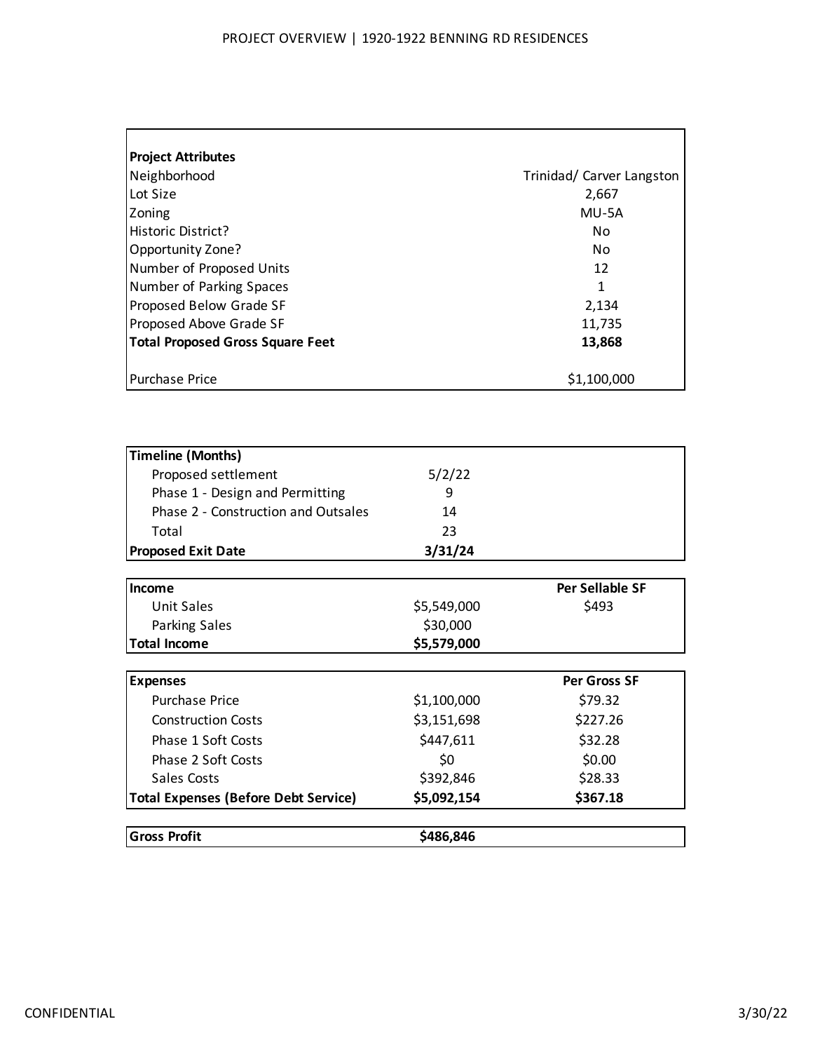# PROJECT OVERVIEW | 1920-1922 BENNING RD RESIDENCES

| **Project Attributes** | |
|---|---|
| Neighborhood | Trinidad/ Carver Langston |
| Lot Size | 2,667 |
| Zoning | MU-5A |
| Historic District? | No |
| Opportunity Zone? | No |
| Number of Proposed Units | 12 |
| Number of Parking Spaces | 1 |
| Proposed Below Grade SF | 2,134 |
| Proposed Above Grade SF | 11,735 |
| **Total Proposed Gross Square Feet** | **13,868** |
| | |
| Purchase Price | $1,100,000 |

| **Timeline (Months)** | | |
|---|---|---|
| Proposed settlement | 5/2/22 | |
| Phase 1 - Design and Permitting | 9 | |
| Phase 2 - Construction and Outsales | 14 | |
| Total | 23 | |
| **Proposed Exit Date** | **3/31/24** | |

| **Income** | | **Per Sellable SF** |
|---|---|---|
| Unit Sales | $5,549,000 | $493 |
| Parking Sales | $30,000 | |
| **Total Income** | **$5,579,000** | |

| **Expenses** | | **Per Gross SF** |
|---|---|---|
| Purchase Price | $1,100,000 | $79.32 |
| Construction Costs | $3,151,698 | $227.26 |
| Phase 1 Soft Costs | $447,611 | $32.28 |
| Phase 2 Soft Costs | $0 | $0.00 |
| Sales Costs | $392,846 | $28.33 |
| **Total Expenses (Before Debt Service)** | **$5,092,154** | **$367.18** |

| **Gross Profit** | **$486,846** | |
|---|---|---|

CONFIDENTIAL

3/30/22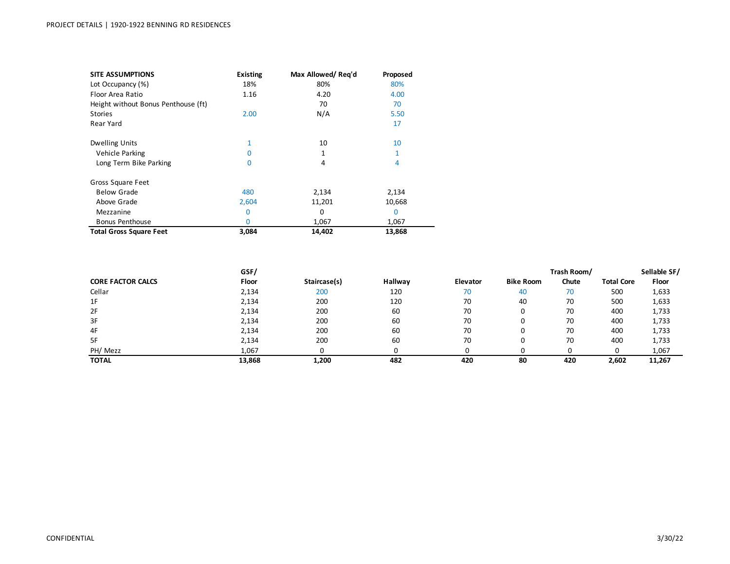PROJECT DETAILS | 1920-1922 BENNING RD RESIDENCES

| SITE ASSUMPTIONS | Existing | Max Allowed/ Req'd | Proposed |
|---|---|---|---|
| Lot Occupancy (%) | 18% | 80% | 80% |
| Floor Area Ratio | 1.16 | 4.20 | 4.00 |
| Height without Bonus Penthouse (ft) | | 70 | 70 |
| Stories | 2.00 | N/A | 5.50 |
| Rear Yard | | | 17 |
| | | | |
| Dwelling Units | 1 | 10 | 10 |
| Vehicle Parking | 0 | 1 | 1 |
| Long Term Bike Parking | 0 | 4 | 4 |
| | | | |
| Gross Square Feet | | | |
| Below Grade | 480 | 2,134 | 2,134 |
| Above Grade | 2,604 | 11,201 | 10,668 |
| Mezzanine | 0 | 0 | 0 |
| Bonus Penthouse | 0 | 1,067 | 1,067 |
| **Total Gross Square Feet** | **3,084** | **14,402** | **13,868** |

| CORE FACTOR CALCS | GSF/ Floor | Staircase(s) | Hallway | Elevator | Bike Room | Trash Room/ Chute | Total Core | Sellable SF/ Floor |
|---|---|---|---|---|---|---|---|---|
| Cellar | 2,134 | 200 | 120 | 70 | 40 | 70 | 500 | 1,633 |
| 1F | 2,134 | 200 | 120 | 70 | 40 | 70 | 500 | 1,633 |
| 2F | 2,134 | 200 | 60 | 70 | 0 | 70 | 400 | 1,733 |
| 3F | 2,134 | 200 | 60 | 70 | 0 | 70 | 400 | 1,733 |
| 4F | 2,134 | 200 | 60 | 70 | 0 | 70 | 400 | 1,733 |
| 5F | 2,134 | 200 | 60 | 70 | 0 | 70 | 400 | 1,733 |
| PH/ Mezz | 1,067 | 0 | 0 | 0 | 0 | 0 | 0 | 1,067 |
| **TOTAL** | **13,868** | **1,200** | **482** | **420** | **80** | **420** | **2,602** | **11,267** |

CONFIDENTIAL

3/30/22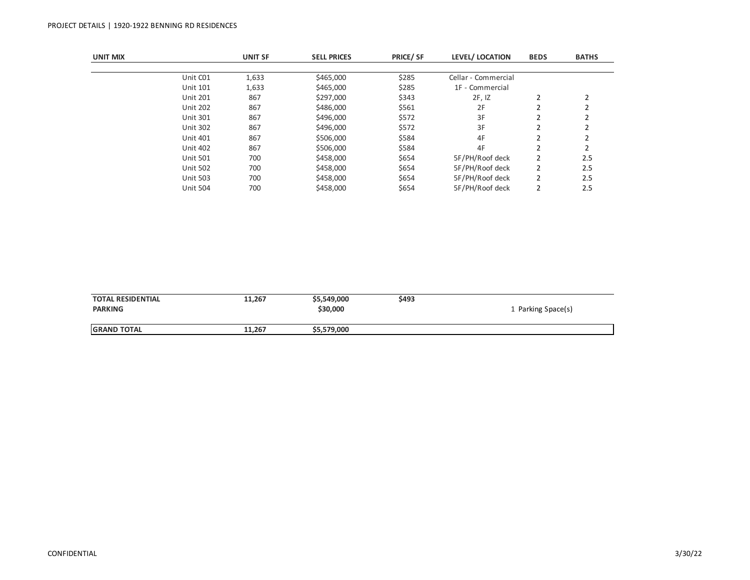PROJECT DETAILS | 1920-1922 BENNING RD RESIDENCES

| UNIT MIX | | UNIT SF | SELL PRICES | PRICE/ SF | LEVEL/ LOCATION | BEDS | BATHS |
|---|---|---|---|---|---|---|---|
| | Unit C01 | 1,633 | $465,000 | $285 | Cellar - Commercial | | |
| | Unit 101 | 1,633 | $465,000 | $285 | 1F - Commercial | | |
| | Unit 201 | 867 | $297,000 | $343 | 2F, IZ | 2 | 2 |
| | Unit 202 | 867 | $486,000 | $561 | 2F | 2 | 2 |
| | Unit 301 | 867 | $496,000 | $572 | 3F | 2 | 2 |
| | Unit 302 | 867 | $496,000 | $572 | 3F | 2 | 2 |
| | Unit 401 | 867 | $506,000 | $584 | 4F | 2 | 2 |
| | Unit 402 | 867 | $506,000 | $584 | 4F | 2 | 2 |
| | Unit 501 | 700 | $458,000 | $654 | 5F/PH/Roof deck | 2 | 2.5 |
| | Unit 502 | 700 | $458,000 | $654 | 5F/PH/Roof deck | 2 | 2.5 |
| | Unit 503 | 700 | $458,000 | $654 | 5F/PH/Roof deck | 2 | 2.5 |
| | Unit 504 | 700 | $458,000 | $654 | 5F/PH/Roof deck | 2 | 2.5 |
| **TOTAL RESIDENTIAL** | | **11,267** | **$5,549,000** | **$493** | | | |
| **PARKING** | | | **$30,000** | | | 1 Parking Space(s) | |
| **GRAND TOTAL** | | **11,267** | **$5,579,000** | | | | |

CONFIDENTIAL 3/30/22